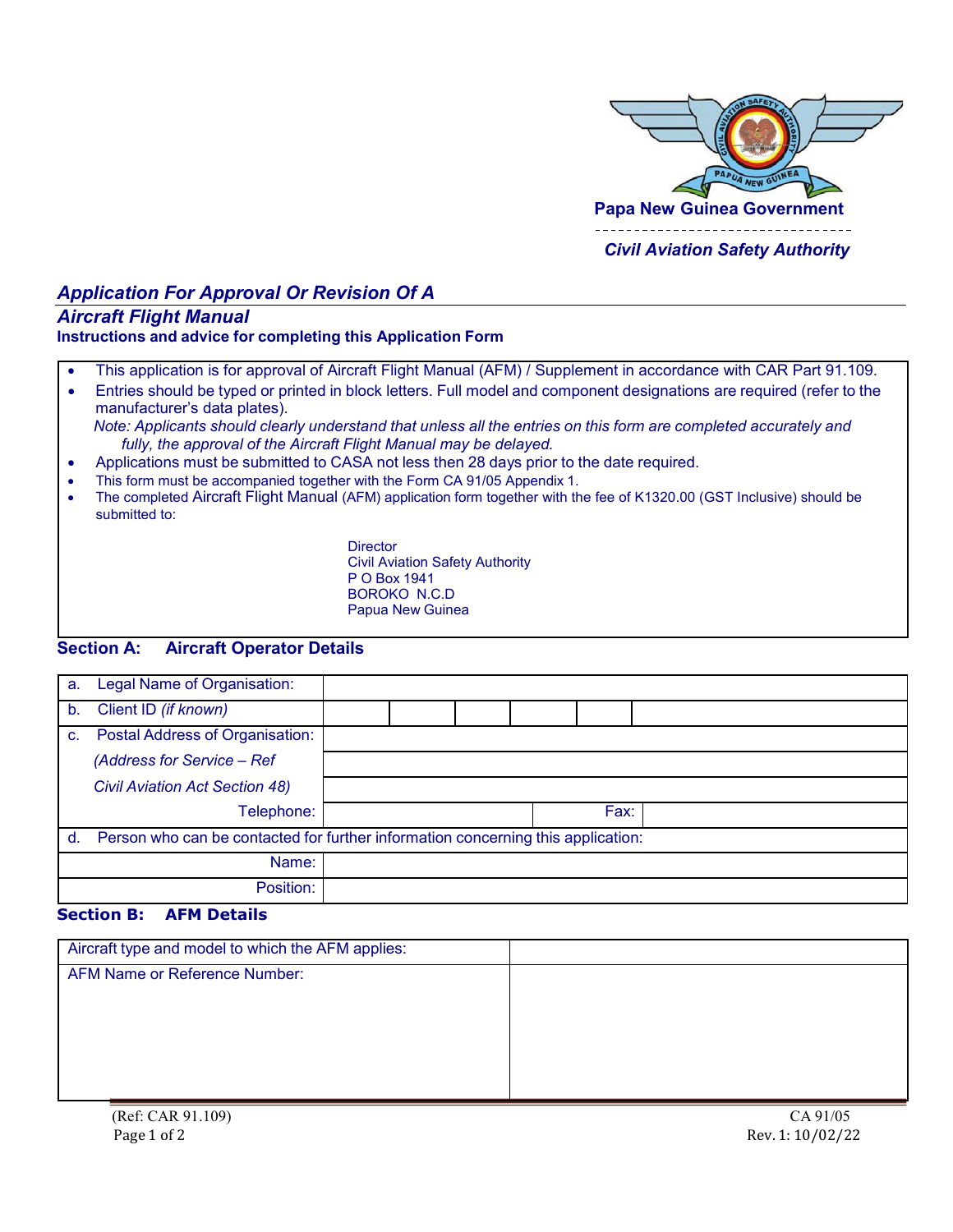**Papa New Guinea Government**

*Civil Aviation Safety Authority*

## *Application For Approval Or Revision Of A Aircraft Flight Manual*

**Instructions and advice for completing this Application Form**

- This application is for approval of Aircraft Flight Manual (AFM) / Supplement in accordance with CAR Part 91.109.
- Entries should be typed or printed in block letters. Full model and component designations are required (refer to the manufacturer's data plates).

  *Note: Applicants should clearly understand that unless all the entries on this form are completed accurately and fully, the approval of the Aircraft Flight Manual may be delayed.*
- Applications must be submitted to CASA not less then 28 days prior to the date required.
- This form must be accompanied together with the Form CA 91/05 Appendix 1.
- The completed Aircraft Flight Manual (AFM) application form together with the fee of K1320.00 (GST Inclusive) should be submitted to:

  Director
  Civil Aviation Safety Authority
  P O Box 1941
  BOROKO N.C.D
  Papua New Guinea

### Section A: Aircraft Operator Details

| | | | | | | | |
|---|---|---|---|---|---|---|---|
| a. Legal Name of Organisation: | | | | | | | |
| b. Client ID *(if known)* | | | | | | | |
| c. Postal Address of Organisation: | | | | | | | |
| *(Address for Service – Ref* | | | | | | | |
| *Civil Aviation Act Section 48)* | | | | | | | |
| Telephone: | | | Fax: | | | | |
| d. Person who can be contacted for further information concerning this application: | | | | | | | |
| Name: | | | | | | | |
| Position: | | | | | | | |

### Section B: AFM Details

| | |
|---|---|
| Aircraft type and model to which the AFM applies: | |
| AFM Name or Reference Number: | |

(Ref: CAR 91.109)

CA 91/05
Rev. 1: 10/02/22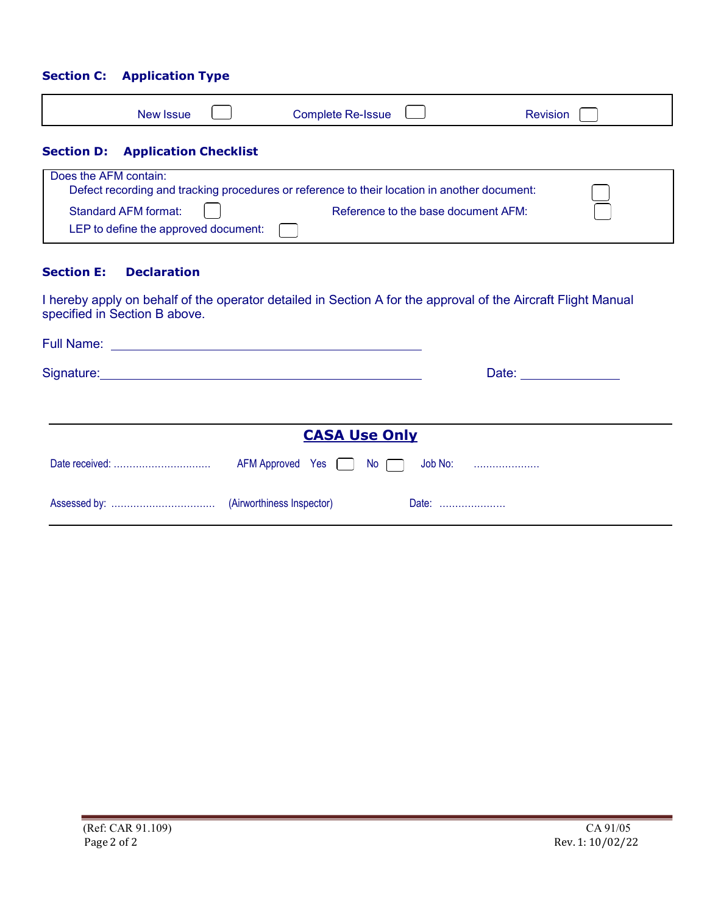### Section C: Application Type

New Issue ☐ Complete Re-Issue ☐ Revision ☐

### Section D: Application Checklist

Does the AFM contain:

- Defect recording and tracking procedures or reference to their location in another document: ☐
- Standard AFM format: ☐
- Reference to the base document AFM: ☐
- LEP to define the approved document: ☐

### Section E: Declaration

I hereby apply on behalf of the operator detailed in Section A for the approval of the Aircraft Flight Manual specified in Section B above.

Full Name: ____________________________________________

Signature: ____________________________________________ Date: ______________

## CASA Use Only

Date received: .............................. AFM Approved Yes ☐ No ☐ Job No: ....................

Assessed by: ................................ (Airworthiness Inspector) Date: ....................

(Ref: CAR 91.109)

CA 91/05
Rev. 1: 10/02/22